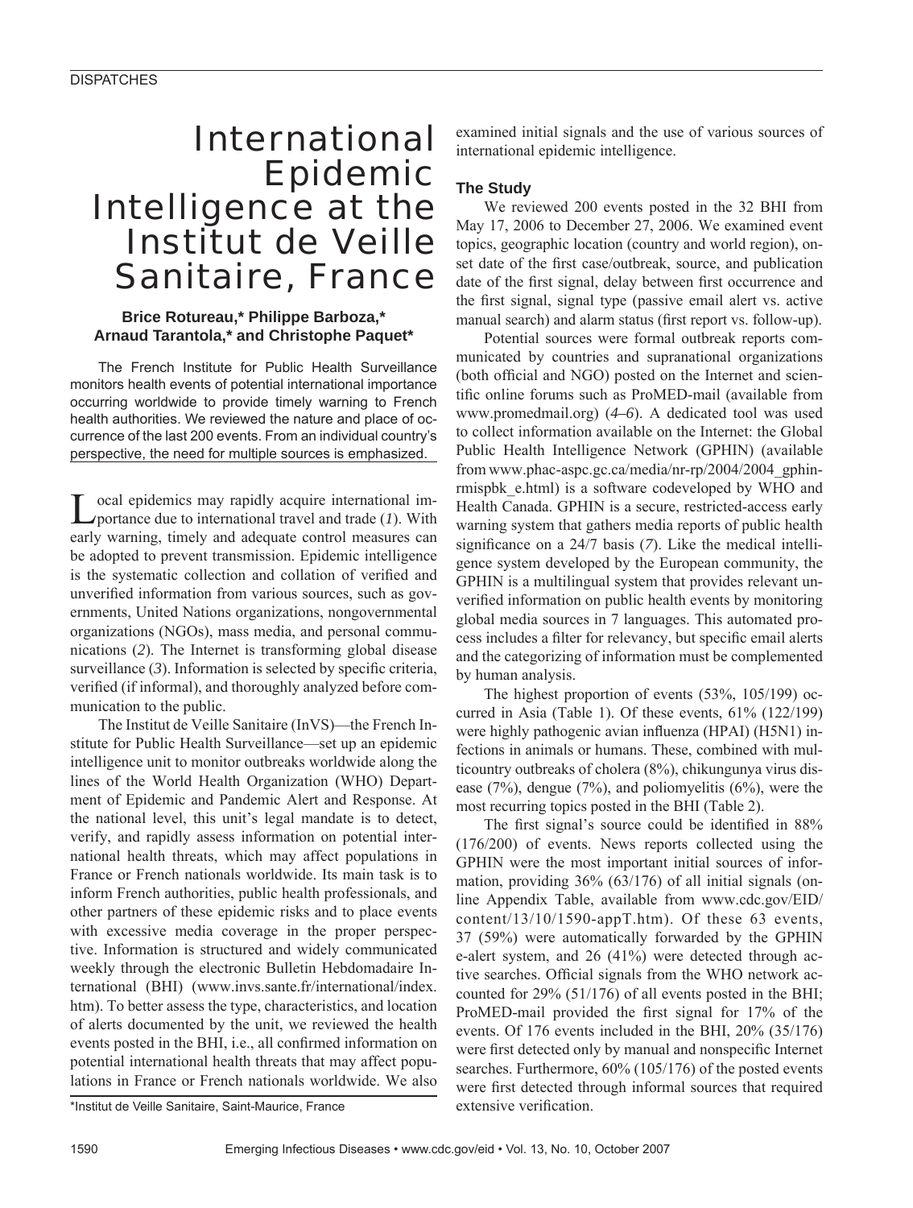# International Epidemic Intelligence at the Institut de Veille Sanitaire, France

**Brice Rotureau,* Philippe Barboza,* Arnaud Tarantola,* and Christophe Paquet***

The French Institute for Public Health Surveillance monitors health events of potential international importance occurring worldwide to provide timely warning to French health authorities. We reviewed the nature and place of occurrence of the last 200 events. From an individual country's perspective, the need for multiple sources is emphasized.

Local epidemics may rapidly acquire international importance due to international travel and trade (*1*). With early warning, timely and adequate control measures can be adopted to prevent transmission. Epidemic intelligence is the systematic collection and collation of verified and unverified information from various sources, such as governments, United Nations organizations, nongovernmental organizations (NGOs), mass media, and personal communications (*2*). The Internet is transforming global disease surveillance (*3*). Information is selected by specific criteria, verified (if informal), and thoroughly analyzed before communication to the public.

The Institut de Veille Sanitaire (InVS)—the French Institute for Public Health Surveillance—set up an epidemic intelligence unit to monitor outbreaks worldwide along the lines of the World Health Organization (WHO) Department of Epidemic and Pandemic Alert and Response. At the national level, this unit's legal mandate is to detect, verify, and rapidly assess information on potential international health threats, which may affect populations in France or French nationals worldwide. Its main task is to inform French authorities, public health professionals, and other partners of these epidemic risks and to place events with excessive media coverage in the proper perspective. Information is structured and widely communicated weekly through the electronic Bulletin Hebdomadaire International (BHI) (www.invs.sante.fr/international/index.htm). To better assess the type, characteristics, and location of alerts documented by the unit, we reviewed the health events posted in the BHI, i.e., all confirmed information on potential international health threats that may affect populations in France or French nationals worldwide. We also examined initial signals and the use of various sources of international epidemic intelligence.

*Institut de Veille Sanitaire, Saint-Maurice, France

## The Study

We reviewed 200 events posted in the 32 BHI from May 17, 2006 to December 27, 2006. We examined event topics, geographic location (country and world region), onset date of the first case/outbreak, source, and publication date of the first signal, delay between first occurrence and the first signal, signal type (passive email alert vs. active manual search) and alarm status (first report vs. follow-up).

Potential sources were formal outbreak reports communicated by countries and supranational organizations (both official and NGO) posted on the Internet and scientific online forums such as ProMED-mail (available from www.promedmail.org) (*4–6*). A dedicated tool was used to collect information available on the Internet: the Global Public Health Intelligence Network (GPHIN) (available from www.phac-aspc.gc.ca/media/nr-rp/2004/2004_gphin-rmispbk_e.html) is a software codeveloped by WHO and Health Canada. GPHIN is a secure, restricted-access early warning system that gathers media reports of public health significance on a 24/7 basis (*7*). Like the medical intelligence system developed by the European community, the GPHIN is a multilingual system that provides relevant unverified information on public health events by monitoring global media sources in 7 languages. This automated process includes a filter for relevancy, but specific email alerts and the categorizing of information must be complemented by human analysis.

The highest proportion of events (53%, 105/199) occurred in Asia (Table 1). Of these events, 61% (122/199) were highly pathogenic avian influenza (HPAI) (H5N1) infections in animals or humans. These, combined with multicountry outbreaks of cholera (8%), chikungunya virus disease (7%), dengue (7%), and poliomyelitis (6%), were the most recurring topics posted in the BHI (Table 2).

The first signal's source could be identified in 88% (176/200) of events. News reports collected using the GPHIN were the most important initial sources of information, providing 36% (63/176) of all initial signals (online Appendix Table, available from www.cdc.gov/EID/content/13/10/1590-appT.htm). Of these 63 events, 37 (59%) were automatically forwarded by the GPHIN e-alert system, and 26 (41%) were detected through active searches. Official signals from the WHO network accounted for 29% (51/176) of all events posted in the BHI; ProMED-mail provided the first signal for 17% of the events. Of 176 events included in the BHI, 20% (35/176) were first detected only by manual and nonspecific Internet searches. Furthermore, 60% (105/176) of the posted events were first detected through informal sources that required extensive verification.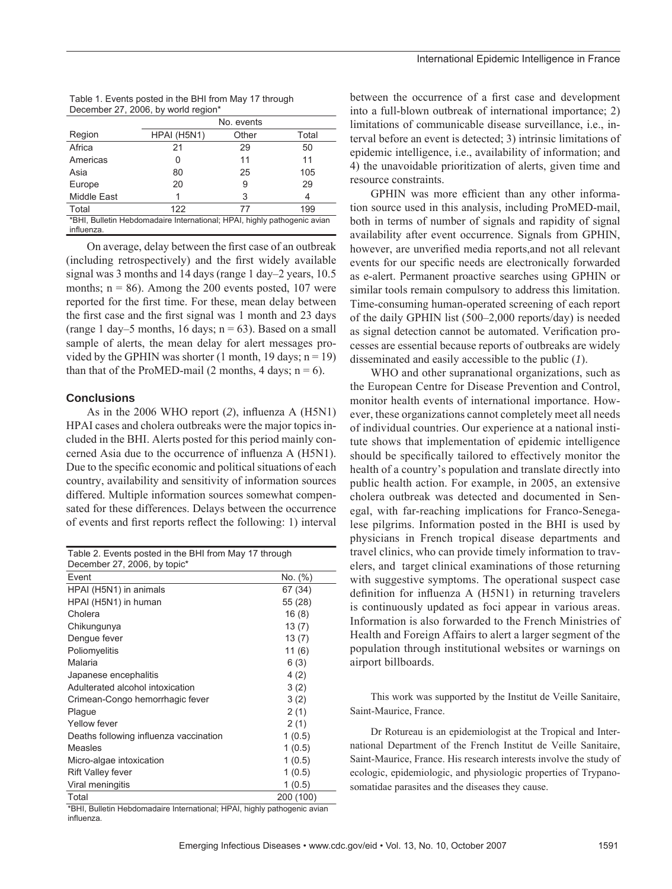Table 1. Events posted in the BHI from May 17 through December 27, 2006, by world region*

| Region | No. events | | |
|---|---|---|---|
| | HPAI (H5N1) | Other | Total |
| Africa | 21 | 29 | 50 |
| Americas | 0 | 11 | 11 |
| Asia | 80 | 25 | 105 |
| Europe | 20 | 9 | 29 |
| Middle East | 1 | 3 | 4 |
| Total | 122 | 77 | 199 |

*BHI, Bulletin Hebdomadaire International; HPAI, highly pathogenic avian influenza.

On average, delay between the first case of an outbreak (including retrospectively) and the first widely available signal was 3 months and 14 days (range 1 day–2 years, 10.5 months; n = 86). Among the 200 events posted, 107 were reported for the first time. For these, mean delay between the first case and the first signal was 1 month and 23 days (range 1 day–5 months, 16 days; n = 63). Based on a small sample of alerts, the mean delay for alert messages provided by the GPHIN was shorter (1 month, 19 days; n = 19) than that of the ProMED-mail (2 months, 4 days; n = 6).

## Conclusions

As in the 2006 WHO report (*2*), influenza A (H5N1) HPAI cases and cholera outbreaks were the major topics included in the BHI. Alerts posted for this period mainly concerned Asia due to the occurrence of influenza A (H5N1). Due to the specific economic and political situations of each country, availability and sensitivity of information sources differed. Multiple information sources somewhat compensated for these differences. Delays between the occurrence of events and first reports reflect the following: 1) interval between the occurrence of a first case and development into a full-blown outbreak of international importance; 2) limitations of communicable disease surveillance, i.e., interval before an event is detected; 3) intrinsic limitations of epidemic intelligence, i.e., availability of information; and 4) the unavoidable prioritization of alerts, given time and resource constraints.

Table 2. Events posted in the BHI from May 17 through December 27, 2006, by topic*

| Event | No. (%) |
|---|---|
| HPAI (H5N1) in animals | 67 (34) |
| HPAI (H5N1) in human | 55 (28) |
| Cholera | 16 (8) |
| Chikungunya | 13 (7) |
| Dengue fever | 13 (7) |
| Poliomyelitis | 11 (6) |
| Malaria | 6 (3) |
| Japanese encephalitis | 4 (2) |
| Adulterated alcohol intoxication | 3 (2) |
| Crimean-Congo hemorrhagic fever | 3 (2) |
| Plague | 2 (1) |
| Yellow fever | 2 (1) |
| Deaths following influenza vaccination | 1 (0.5) |
| Measles | 1 (0.5) |
| Micro-algae intoxication | 1 (0.5) |
| Rift Valley fever | 1 (0.5) |
| Viral meningitis | 1 (0.5) |
| Total | 200 (100) |

*BHI, Bulletin Hebdomadaire International; HPAI, highly pathogenic avian influenza.

GPHIN was more efficient than any other information source used in this analysis, including ProMED-mail, both in terms of number of signals and rapidity of signal availability after event occurrence. Signals from GPHIN, however, are unverified media reports,and not all relevant events for our specific needs are electronically forwarded as e-alert. Permanent proactive searches using GPHIN or similar tools remain compulsory to address this limitation. Time-consuming human-operated screening of each report of the daily GPHIN list (500–2,000 reports/day) is needed as signal detection cannot be automated. Verification processes are essential because reports of outbreaks are widely disseminated and easily accessible to the public (*1*).

WHO and other supranational organizations, such as the European Centre for Disease Prevention and Control, monitor health events of international importance. However, these organizations cannot completely meet all needs of individual countries. Our experience at a national institute shows that implementation of epidemic intelligence should be specifically tailored to effectively monitor the health of a country's population and translate directly into public health action. For example, in 2005, an extensive cholera outbreak was detected and documented in Senegal, with far-reaching implications for Franco-Senegalese pilgrims. Information posted in the BHI is used by physicians in French tropical disease departments and travel clinics, who can provide timely information to travelers, and target clinical examinations of those returning with suggestive symptoms. The operational suspect case definition for influenza A (H5N1) in returning travelers is continuously updated as foci appear in various areas. Information is also forwarded to the French Ministries of Health and Foreign Affairs to alert a larger segment of the population through institutional websites or warnings on airport billboards.

This work was supported by the Institut de Veille Sanitaire, Saint-Maurice, France.

Dr Rotureau is an epidemiologist at the Tropical and International Department of the French Institut de Veille Sanitaire, Saint-Maurice, France. His research interests involve the study of ecologic, epidemiologic, and physiologic properties of Trypanosomatidae parasites and the diseases they cause.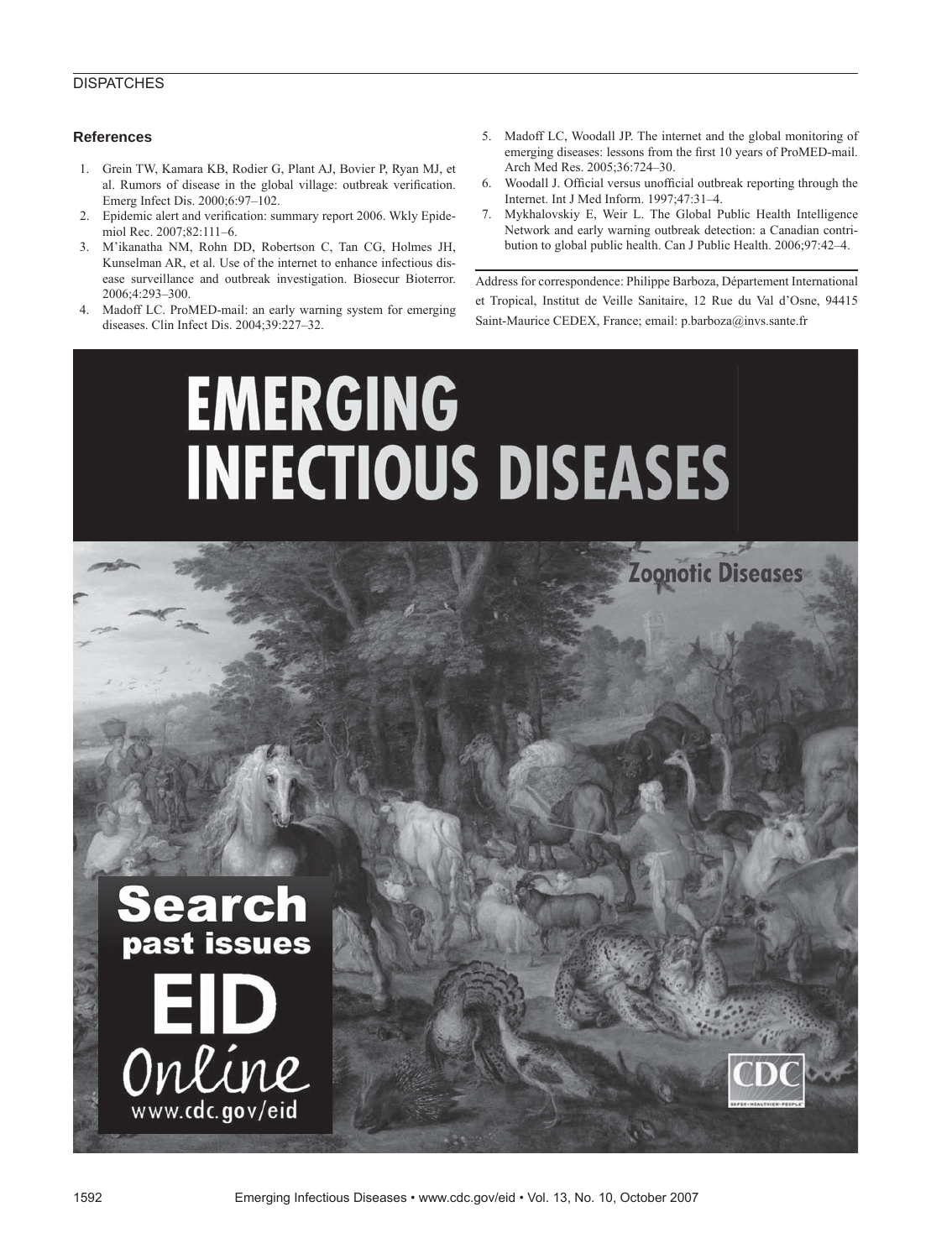## References

1. Grein TW, Kamara KB, Rodier G, Plant AJ, Bovier P, Ryan MJ, et al. Rumors of disease in the global village: outbreak verification. Emerg Infect Dis. 2000;6:97–102.
2. Epidemic alert and verification: summary report 2006. Wkly Epidemiol Rec. 2007;82:111–6.
3. M'ikanatha NM, Rohn DD, Robertson C, Tan CG, Holmes JH, Kunselman AR, et al. Use of the internet to enhance infectious disease surveillance and outbreak investigation. Biosecur Bioterror. 2006;4:293–300.
4. Madoff LC. ProMED-mail: an early warning system for emerging diseases. Clin Infect Dis. 2004;39:227–32.
5. Madoff LC, Woodall JP. The internet and the global monitoring of emerging diseases: lessons from the first 10 years of ProMED-mail. Arch Med Res. 2005;36:724–30.
6. Woodall J. Official versus unofficial outbreak reporting through the Internet. Int J Med Inform. 1997;47:31–4.
7. Mykhalovskiy E, Weir L. The Global Public Health Intelligence Network and early warning outbreak detection: a Canadian contribution to global public health. Can J Public Health. 2006;97:42–4.

Address for correspondence: Philippe Barboza, Département International et Tropical, Institut de Veille Sanitaire, 12 Rue du Val d'Osne, 94415 Saint-Maurice CEDEX, France; email: p.barboza@invs.sante.fr

EMERGING INFECTIOUS DISEASES

Zoonotic Diseases

Search past issues

EID Online

www.cdc.gov/eid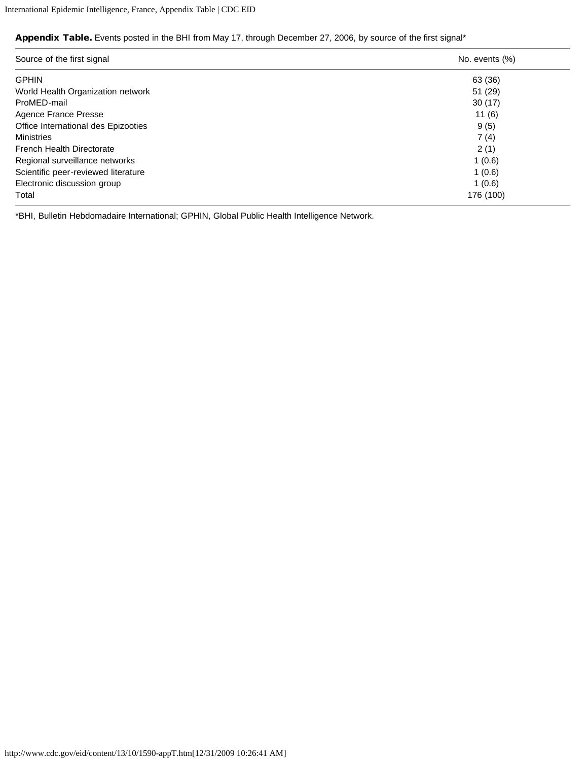**Appendix Table.** Events posted in the BHI from May 17, through December 27, 2006, by source of the first signal*

| Source of the first signal | No. events (%) |
|---|---|
| GPHIN | 63 (36) |
| World Health Organization network | 51 (29) |
| ProMED-mail | 30 (17) |
| Agence France Presse | 11 (6) |
| Office International des Epizooties | 9 (5) |
| Ministries | 7 (4) |
| French Health Directorate | 2 (1) |
| Regional surveillance networks | 1 (0.6) |
| Scientific peer-reviewed literature | 1 (0.6) |
| Electronic discussion group | 1 (0.6) |
| Total | 176 (100) |

*BHI, Bulletin Hebdomadaire International; GPHIN, Global Public Health Intelligence Network.